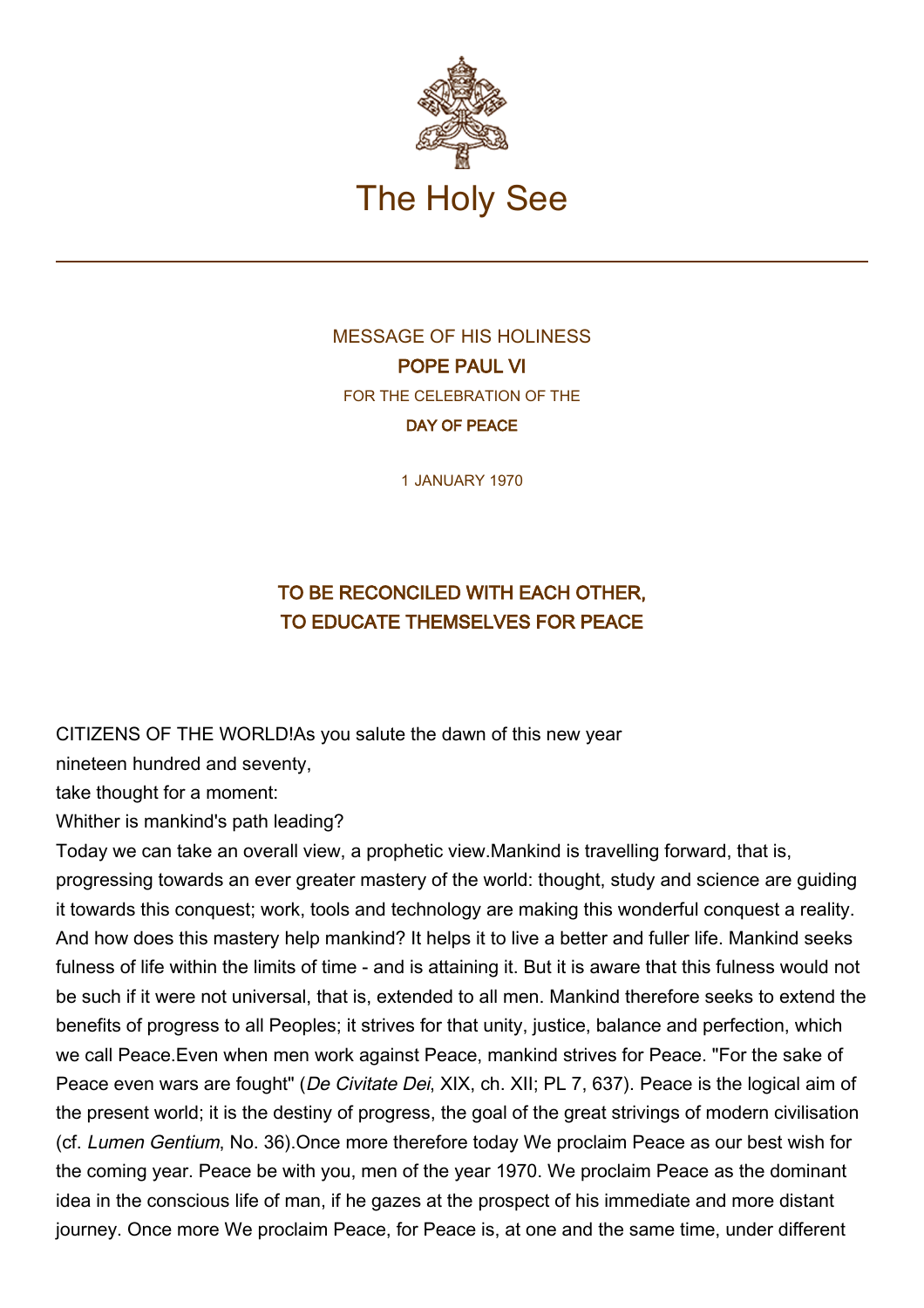# The Holy See

MESSAGE OF HIS HOLINESS
**POPE PAUL VI**
FOR THE CELEBRATION OF THE
**DAY OF PEACE**

1 JANUARY 1970

## TO BE RECONCILED WITH EACH OTHER, TO EDUCATE THEMSELVES FOR PEACE

CITIZENS OF THE WORLD!As you salute the dawn of this new year
nineteen hundred and seventy,
take thought for a moment:
Whither is mankind's path leading?
Today we can take an overall view, a prophetic view.Mankind is travelling forward, that is, progressing towards an ever greater mastery of the world: thought, study and science are guiding it towards this conquest; work, tools and technology are making this wonderful conquest a reality. And how does this mastery help mankind? It helps it to live a better and fuller life. Mankind seeks fulness of life within the limits of time - and is attaining it. But it is aware that this fulness would not be such if it were not universal, that is, extended to all men. Mankind therefore seeks to extend the benefits of progress to all Peoples; it strives for that unity, justice, balance and perfection, which we call Peace.Even when men work against Peace, mankind strives for Peace. "For the sake of Peace even wars are fought" (*De Civitate Dei*, XIX, ch. XII; PL 7, 637). Peace is the logical aim of the present world; it is the destiny of progress, the goal of the great strivings of modern civilisation (cf. *Lumen Gentium*, No. 36).Once more therefore today We proclaim Peace as our best wish for the coming year. Peace be with you, men of the year 1970. We proclaim Peace as the dominant idea in the conscious life of man, if he gazes at the prospect of his immediate and more distant journey. Once more We proclaim Peace, for Peace is, at one and the same time, under different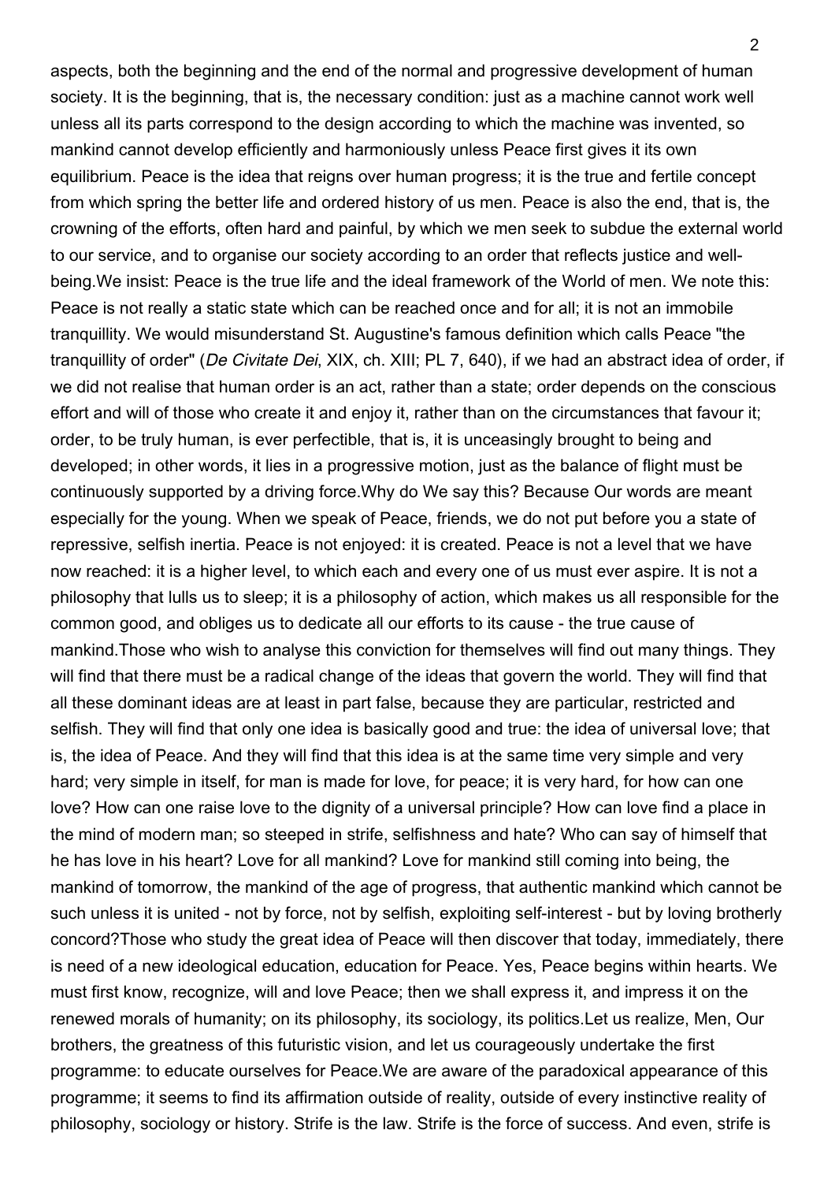aspects, both the beginning and the end of the normal and progressive development of human society. It is the beginning, that is, the necessary condition: just as a machine cannot work well unless all its parts correspond to the design according to which the machine was invented, so mankind cannot develop efficiently and harmoniously unless Peace first gives it its own equilibrium. Peace is the idea that reigns over human progress; it is the true and fertile concept from which spring the better life and ordered history of us men. Peace is also the end, that is, the crowning of the efforts, often hard and painful, by which we men seek to subdue the external world to our service, and to organise our society according to an order that reflects justice and well-being.We insist: Peace is the true life and the ideal framework of the World of men. We note this: Peace is not really a static state which can be reached once and for all; it is not an immobile tranquillity. We would misunderstand St. Augustine's famous definition which calls Peace "the tranquillity of order" (*De Civitate Dei*, XIX, ch. XIII; PL 7, 640), if we had an abstract idea of order, if we did not realise that human order is an act, rather than a state; order depends on the conscious effort and will of those who create it and enjoy it, rather than on the circumstances that favour it; order, to be truly human, is ever perfectible, that is, it is unceasingly brought to being and developed; in other words, it lies in a progressive motion, just as the balance of flight must be continuously supported by a driving force.Why do We say this? Because Our words are meant especially for the young. When we speak of Peace, friends, we do not put before you a state of repressive, selfish inertia. Peace is not enjoyed: it is created. Peace is not a level that we have now reached: it is a higher level, to which each and every one of us must ever aspire. It is not a philosophy that lulls us to sleep; it is a philosophy of action, which makes us all responsible for the common good, and obliges us to dedicate all our efforts to its cause - the true cause of mankind.Those who wish to analyse this conviction for themselves will find out many things. They will find that there must be a radical change of the ideas that govern the world. They will find that all these dominant ideas are at least in part false, because they are particular, restricted and selfish. They will find that only one idea is basically good and true: the idea of universal love; that is, the idea of Peace. And they will find that this idea is at the same time very simple and very hard; very simple in itself, for man is made for love, for peace; it is very hard, for how can one love? How can one raise love to the dignity of a universal principle? How can love find a place in the mind of modern man; so steeped in strife, selfishness and hate? Who can say of himself that he has love in his heart? Love for all mankind? Love for mankind still coming into being, the mankind of tomorrow, the mankind of the age of progress, that authentic mankind which cannot be such unless it is united - not by force, not by selfish, exploiting self-interest - but by loving brotherly concord?Those who study the great idea of Peace will then discover that today, immediately, there is need of a new ideological education, education for Peace. Yes, Peace begins within hearts. We must first know, recognize, will and love Peace; then we shall express it, and impress it on the renewed morals of humanity; on its philosophy, its sociology, its politics.Let us realize, Men, Our brothers, the greatness of this futuristic vision, and let us courageously undertake the first programme: to educate ourselves for Peace.We are aware of the paradoxical appearance of this programme; it seems to find its affirmation outside of reality, outside of every instinctive reality of philosophy, sociology or history. Strife is the law. Strife is the force of success. And even, strife is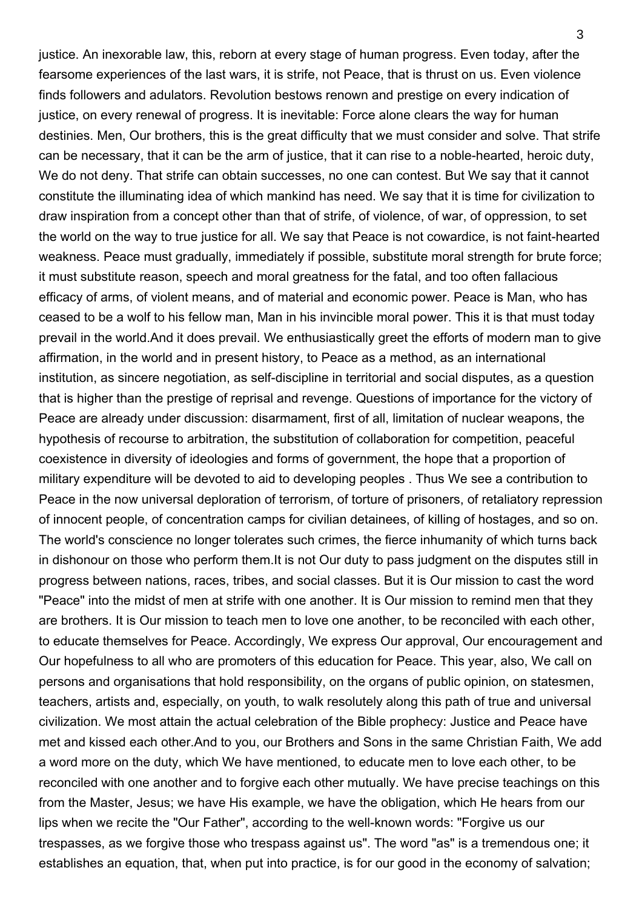justice. An inexorable law, this, reborn at every stage of human progress. Even today, after the fearsome experiences of the last wars, it is strife, not Peace, that is thrust on us. Even violence finds followers and adulators. Revolution bestows renown and prestige on every indication of justice, on every renewal of progress. It is inevitable: Force alone clears the way for human destinies. Men, Our brothers, this is the great difficulty that we must consider and solve. That strife can be necessary, that it can be the arm of justice, that it can rise to a noble-hearted, heroic duty, We do not deny. That strife can obtain successes, no one can contest. But We say that it cannot constitute the illuminating idea of which mankind has need. We say that it is time for civilization to draw inspiration from a concept other than that of strife, of violence, of war, of oppression, to set the world on the way to true justice for all. We say that Peace is not cowardice, is not faint-hearted weakness. Peace must gradually, immediately if possible, substitute moral strength for brute force; it must substitute reason, speech and moral greatness for the fatal, and too often fallacious efficacy of arms, of violent means, and of material and economic power. Peace is Man, who has ceased to be a wolf to his fellow man, Man in his invincible moral power. This it is that must today prevail in the world.And it does prevail. We enthusiastically greet the efforts of modern man to give affirmation, in the world and in present history, to Peace as a method, as an international institution, as sincere negotiation, as self-discipline in territorial and social disputes, as a question that is higher than the prestige of reprisal and revenge. Questions of importance for the victory of Peace are already under discussion: disarmament, first of all, limitation of nuclear weapons, the hypothesis of recourse to arbitration, the substitution of collaboration for competition, peaceful coexistence in diversity of ideologies and forms of government, the hope that a proportion of military expenditure will be devoted to aid to developing peoples . Thus We see a contribution to Peace in the now universal deploration of terrorism, of torture of prisoners, of retaliatory repression of innocent people, of concentration camps for civilian detainees, of killing of hostages, and so on. The world's conscience no longer tolerates such crimes, the fierce inhumanity of which turns back in dishonour on those who perform them.It is not Our duty to pass judgment on the disputes still in progress between nations, races, tribes, and social classes. But it is Our mission to cast the word "Peace" into the midst of men at strife with one another. It is Our mission to remind men that they are brothers. It is Our mission to teach men to love one another, to be reconciled with each other, to educate themselves for Peace. Accordingly, We express Our approval, Our encouragement and Our hopefulness to all who are promoters of this education for Peace. This year, also, We call on persons and organisations that hold responsibility, on the organs of public opinion, on statesmen, teachers, artists and, especially, on youth, to walk resolutely along this path of true and universal civilization. We most attain the actual celebration of the Bible prophecy: Justice and Peace have met and kissed each other.And to you, our Brothers and Sons in the same Christian Faith, We add a word more on the duty, which We have mentioned, to educate men to love each other, to be reconciled with one another and to forgive each other mutually. We have precise teachings on this from the Master, Jesus; we have His example, we have the obligation, which He hears from our lips when we recite the "Our Father", according to the well-known words: "Forgive us our trespasses, as we forgive those who trespass against us". The word "as" is a tremendous one; it establishes an equation, that, when put into practice, is for our good in the economy of salvation;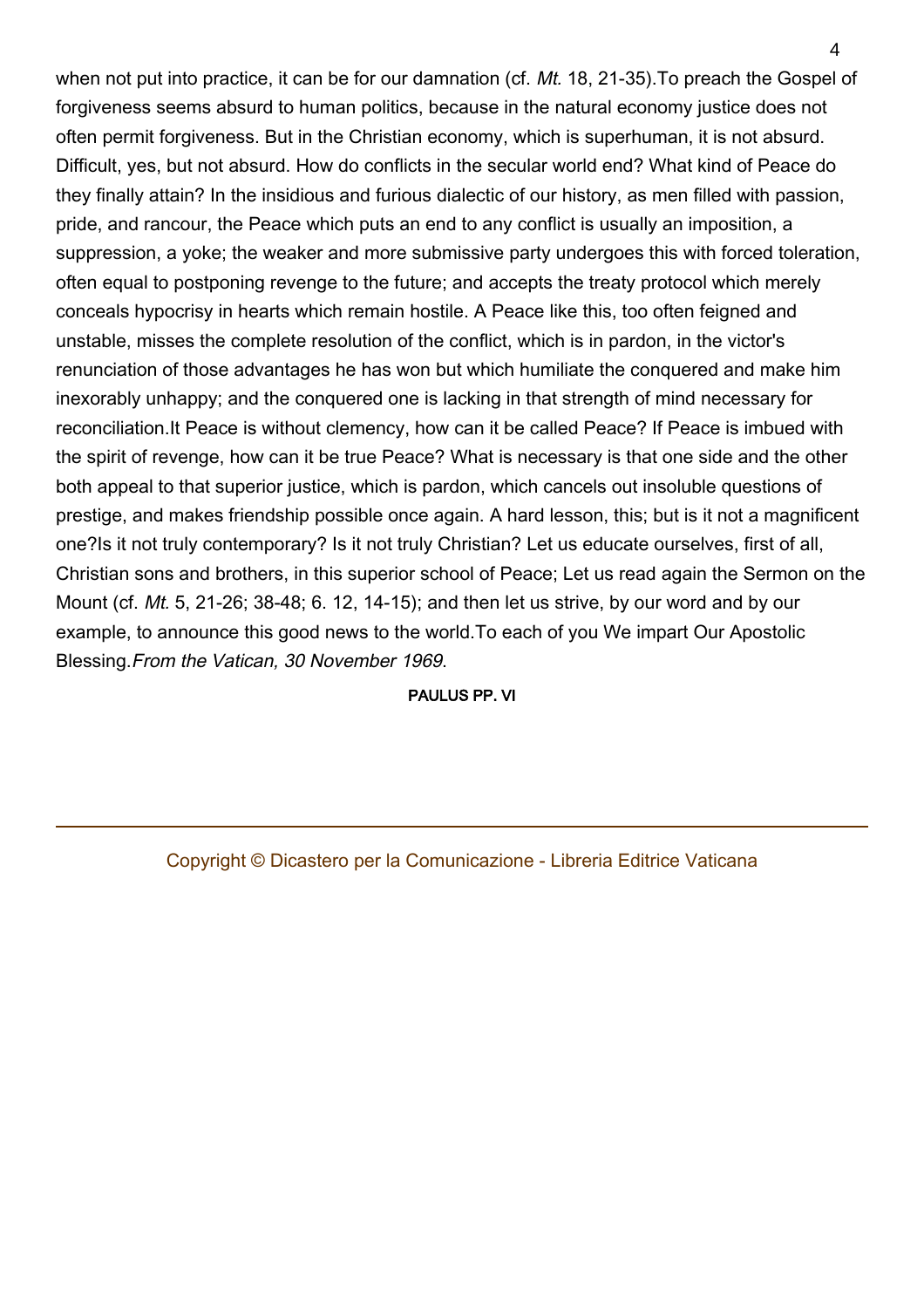when not put into practice, it can be for our damnation (cf. *Mt.* 18, 21-35).To preach the Gospel of forgiveness seems absurd to human politics, because in the natural economy justice does not often permit forgiveness. But in the Christian economy, which is superhuman, it is not absurd. Difficult, yes, but not absurd. How do conflicts in the secular world end? What kind of Peace do they finally attain? In the insidious and furious dialectic of our history, as men filled with passion, pride, and rancour, the Peace which puts an end to any conflict is usually an imposition, a suppression, a yoke; the weaker and more submissive party undergoes this with forced toleration, often equal to postponing revenge to the future; and accepts the treaty protocol which merely conceals hypocrisy in hearts which remain hostile. A Peace like this, too often feigned and unstable, misses the complete resolution of the conflict, which is in pardon, in the victor's renunciation of those advantages he has won but which humiliate the conquered and make him inexorably unhappy; and the conquered one is lacking in that strength of mind necessary for reconciliation.It Peace is without clemency, how can it be called Peace? If Peace is imbued with the spirit of revenge, how can it be true Peace? What is necessary is that one side and the other both appeal to that superior justice, which is pardon, which cancels out insoluble questions of prestige, and makes friendship possible once again. A hard lesson, this; but is it not a magnificent one?Is it not truly contemporary? Is it not truly Christian? Let us educate ourselves, first of all, Christian sons and brothers, in this superior school of Peace; Let us read again the Sermon on the Mount (cf. *Mt.* 5, 21-26; 38-48; 6. 12, 14-15); and then let us strive, by our word and by our example, to announce this good news to the world.To each of you We impart Our Apostolic Blessing.*From the Vatican, 30 November 1969*.

**PAULUS PP. VI**

Copyright © Dicastero per la Comunicazione - Libreria Editrice Vaticana